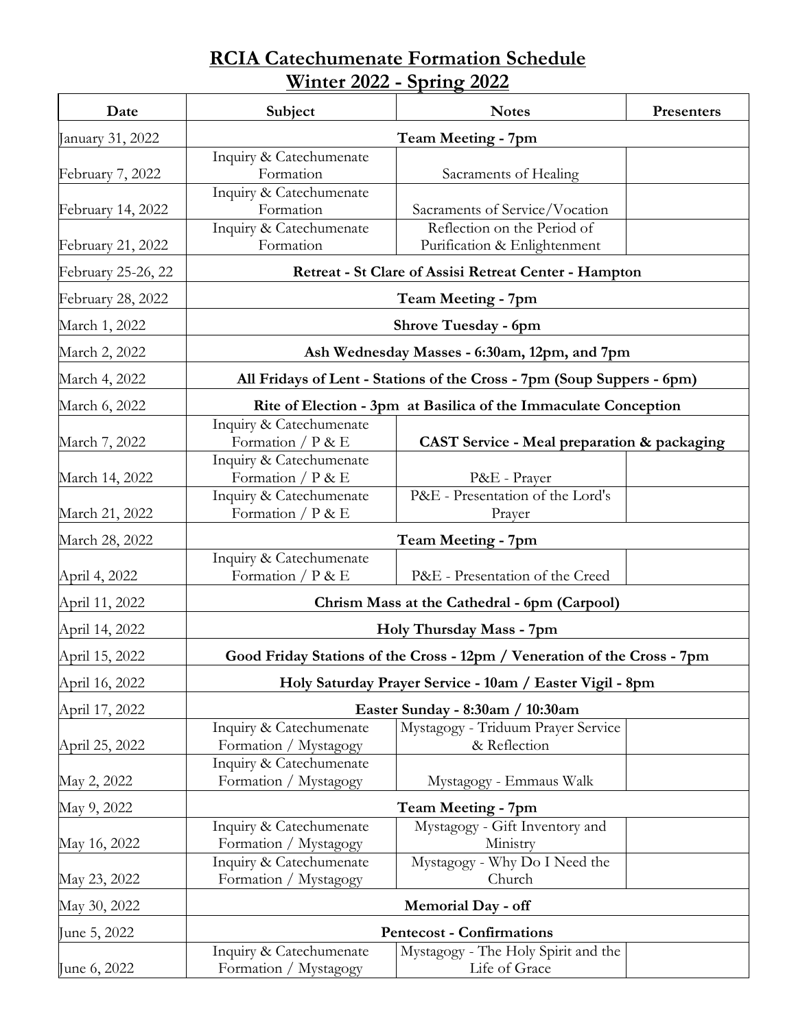# RCIA Catechumenate Formation Schedule
## Winter 2022 - Spring 2022

| Date | Subject | Notes | Presenters |
|---|---|---|---|
| January 31, 2022 | **Team Meeting - 7pm** | | |
| February 7, 2022 | Inquiry & Catechumenate Formation | Sacraments of Healing | |
| February 14, 2022 | Inquiry & Catechumenate Formation | Sacraments of Service/Vocation | |
| February 21, 2022 | Inquiry & Catechumenate Formation | Reflection on the Period of Purification & Enlightenment | |
| February 25-26, 22 | **Retreat - St Clare of Assisi Retreat Center - Hampton** | | |
| February 28, 2022 | **Team Meeting - 7pm** | | |
| March 1, 2022 | **Shrove Tuesday - 6pm** | | |
| March 2, 2022 | **Ash Wednesday Masses - 6:30am, 12pm, and 7pm** | | |
| March 4, 2022 | **All Fridays of Lent - Stations of the Cross - 7pm (Soup Suppers - 6pm)** | | |
| March 6, 2022 | **Rite of Election - 3pm at Basilica of the Immaculate Conception** | | |
| March 7, 2022 | Inquiry & Catechumenate Formation / P & E | **CAST Service - Meal preparation & packaging** | |
| March 14, 2022 | Inquiry & Catechumenate Formation / P & E | P&E - Prayer | |
| March 21, 2022 | Inquiry & Catechumenate Formation / P & E | P&E - Presentation of the Lord's Prayer | |
| March 28, 2022 | **Team Meeting - 7pm** | | |
| April 4, 2022 | Inquiry & Catechumenate Formation / P & E | P&E - Presentation of the Creed | |
| April 11, 2022 | **Chrism Mass at the Cathedral - 6pm (Carpool)** | | |
| April 14, 2022 | **Holy Thursday Mass - 7pm** | | |
| April 15, 2022 | **Good Friday Stations of the Cross - 12pm / Veneration of the Cross - 7pm** | | |
| April 16, 2022 | **Holy Saturday Prayer Service - 10am / Easter Vigil - 8pm** | | |
| April 17, 2022 | **Easter Sunday - 8:30am / 10:30am** | | |
| April 25, 2022 | Inquiry & Catechumenate Formation / Mystagogy | Mystagogy - Triduum Prayer Service & Reflection | |
| May 2, 2022 | Inquiry & Catechumenate Formation / Mystagogy | Mystagogy - Emmaus Walk | |
| May 9, 2022 | **Team Meeting - 7pm** | | |
| May 16, 2022 | Inquiry & Catechumenate Formation / Mystagogy | Mystagogy - Gift Inventory and Ministry | |
| May 23, 2022 | Inquiry & Catechumenate Formation / Mystagogy | Mystagogy - Why Do I Need the Church | |
| May 30, 2022 | **Memorial Day - off** | | |
| June 5, 2022 | **Pentecost - Confirmations** | | |
| June 6, 2022 | Inquiry & Catechumenate Formation / Mystagogy | Mystagogy - The Holy Spirit and the Life of Grace | |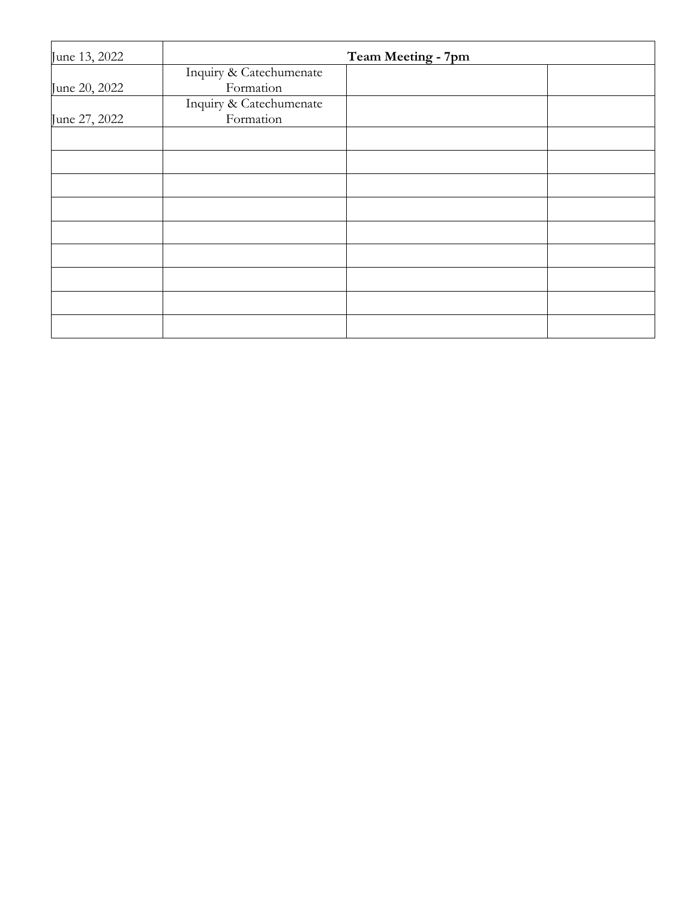| | | | |
|---|---|---|---|
| June 13, 2022 | **Team Meeting - 7pm** | | |
| June 20, 2022 | Inquiry & Catechumenate Formation | | |
| June 27, 2022 | Inquiry & Catechumenate Formation | | |
| | | | |
| | | | |
| | | | |
| | | | |
| | | | |
| | | | |
| | | | |
| | | | |
| | | | |